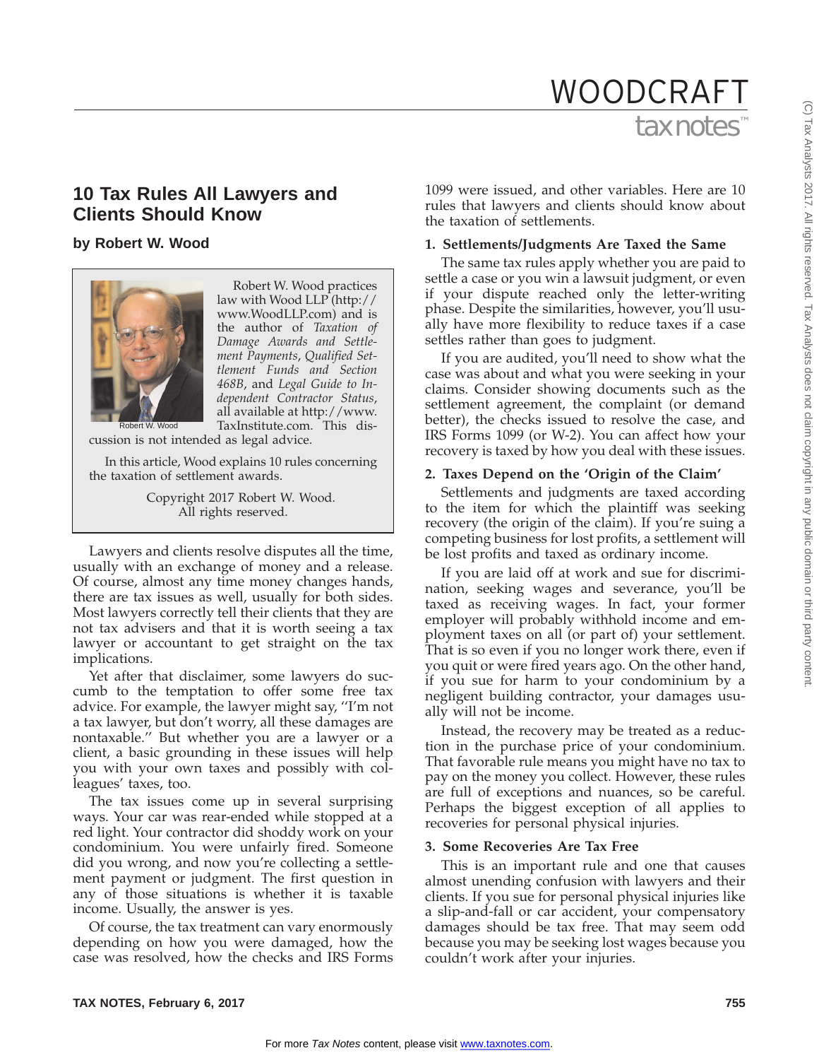# 10 Tax Rules All Lawyers and Clients Should Know

## by Robert W. Wood

Robert W. Wood

Robert W. Wood practices law with Wood LLP (http://www.WoodLLP.com) and is the author of *Taxation of Damage Awards and Settlement Payments*, *Qualified Settlement Funds and Section 468B*, and *Legal Guide to Independent Contractor Status*, all available at http://www.TaxInstitute.com. This discussion is not intended as legal advice.

In this article, Wood explains 10 rules concerning the taxation of settlement awards.

Copyright 2017 Robert W. Wood.
All rights reserved.

Lawyers and clients resolve disputes all the time, usually with an exchange of money and a release. Of course, almost any time money changes hands, there are tax issues as well, usually for both sides. Most lawyers correctly tell their clients that they are not tax advisers and that it is worth seeing a tax lawyer or accountant to get straight on the tax implications.

Yet after that disclaimer, some lawyers do succumb to the temptation to offer some free tax advice. For example, the lawyer might say, "I'm not a tax lawyer, but don't worry, all these damages are nontaxable." But whether you are a lawyer or a client, a basic grounding in these issues will help you with your own taxes and possibly with colleagues' taxes, too.

The tax issues come up in several surprising ways. Your car was rear-ended while stopped at a red light. Your contractor did shoddy work on your condominium. You were unfairly fired. Someone did you wrong, and now you're collecting a settlement payment or judgment. The first question in any of those situations is whether it is taxable income. Usually, the answer is yes.

Of course, the tax treatment can vary enormously depending on how you were damaged, how the case was resolved, how the checks and IRS Forms 1099 were issued, and other variables. Here are 10 rules that lawyers and clients should know about the taxation of settlements.

### 1. Settlements/Judgments Are Taxed the Same

The same tax rules apply whether you are paid to settle a case or you win a lawsuit judgment, or even if your dispute reached only the letter-writing phase. Despite the similarities, however, you'll usually have more flexibility to reduce taxes if a case settles rather than goes to judgment.

If you are audited, you'll need to show what the case was about and what you were seeking in your claims. Consider showing documents such as the settlement agreement, the complaint (or demand better), the checks issued to resolve the case, and IRS Forms 1099 (or W-2). You can affect how your recovery is taxed by how you deal with these issues.

### 2. Taxes Depend on the 'Origin of the Claim'

Settlements and judgments are taxed according to the item for which the plaintiff was seeking recovery (the origin of the claim). If you're suing a competing business for lost profits, a settlement will be lost profits and taxed as ordinary income.

If you are laid off at work and sue for discrimination, seeking wages and severance, you'll be taxed as receiving wages. In fact, your former employer will probably withhold income and employment taxes on all (or part of) your settlement. That is so even if you no longer work there, even if you quit or were fired years ago. On the other hand, if you sue for harm to your condominium by a negligent building contractor, your damages usually will not be income.

Instead, the recovery may be treated as a reduction in the purchase price of your condominium. That favorable rule means you might have no tax to pay on the money you collect. However, these rules are full of exceptions and nuances, so be careful. Perhaps the biggest exception of all applies to recoveries for personal physical injuries.

### 3. Some Recoveries Are Tax Free

This is an important rule and one that causes almost unending confusion with lawyers and their clients. If you sue for personal physical injuries like a slip-and-fall or car accident, your compensatory damages should be tax free. That may seem odd because you may be seeking lost wages because you couldn't work after your injuries.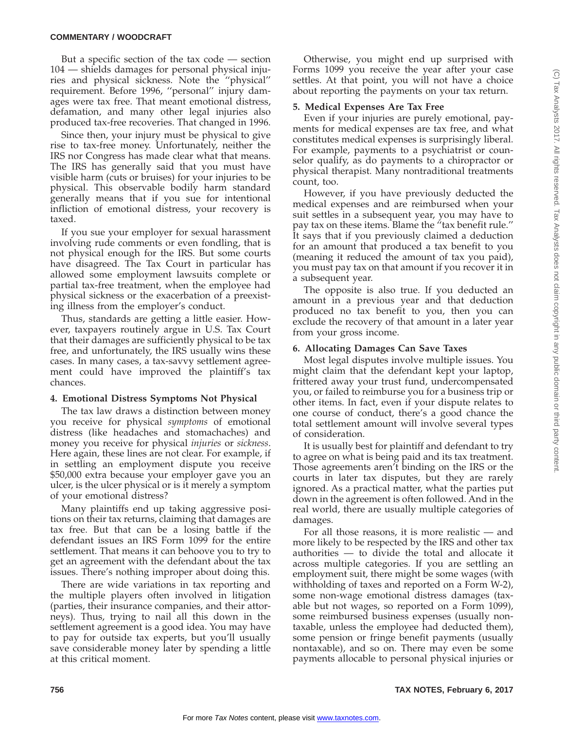But a specific section of the tax code — section 104 — shields damages for personal physical injuries and physical sickness. Note the "physical" requirement. Before 1996, "personal" injury damages were tax free. That meant emotional distress, defamation, and many other legal injuries also produced tax-free recoveries. That changed in 1996.

Since then, your injury must be physical to give rise to tax-free money. Unfortunately, neither the IRS nor Congress has made clear what that means. The IRS has generally said that you must have visible harm (cuts or bruises) for your injuries to be physical. This observable bodily harm standard generally means that if you sue for intentional infliction of emotional distress, your recovery is taxed.

If you sue your employer for sexual harassment involving rude comments or even fondling, that is not physical enough for the IRS. But some courts have disagreed. The Tax Court in particular has allowed some employment lawsuits complete or partial tax-free treatment, when the employee had physical sickness or the exacerbation of a preexisting illness from the employer's conduct.

Thus, standards are getting a little easier. However, taxpayers routinely argue in U.S. Tax Court that their damages are sufficiently physical to be tax free, and unfortunately, the IRS usually wins these cases. In many cases, a tax-savvy settlement agreement could have improved the plaintiff's tax chances.

**4. Emotional Distress Symptoms Not Physical**

The tax law draws a distinction between money you receive for physical *symptoms* of emotional distress (like headaches and stomachaches) and money you receive for physical *injuries* or *sickness*. Here again, these lines are not clear. For example, if in settling an employment dispute you receive $50,000 extra because your employer gave you an ulcer, is the ulcer physical or is it merely a symptom of your emotional distress?

Many plaintiffs end up taking aggressive positions on their tax returns, claiming that damages are tax free. But that can be a losing battle if the defendant issues an IRS Form 1099 for the entire settlement. That means it can behoove you to try to get an agreement with the defendant about the tax issues. There's nothing improper about doing this.

There are wide variations in tax reporting and the multiple players often involved in litigation (parties, their insurance companies, and their attorneys). Thus, trying to nail all this down in the settlement agreement is a good idea. You may have to pay for outside tax experts, but you'll usually save considerable money later by spending a little at this critical moment.

Otherwise, you might end up surprised with Forms 1099 you receive the year after your case settles. At that point, you will not have a choice about reporting the payments on your tax return.

**5. Medical Expenses Are Tax Free**

Even if your injuries are purely emotional, payments for medical expenses are tax free, and what constitutes medical expenses is surprisingly liberal. For example, payments to a psychiatrist or counselor qualify, as do payments to a chiropractor or physical therapist. Many nontraditional treatments count, too.

However, if you have previously deducted the medical expenses and are reimbursed when your suit settles in a subsequent year, you may have to pay tax on these items. Blame the "tax benefit rule." It says that if you previously claimed a deduction for an amount that produced a tax benefit to you (meaning it reduced the amount of tax you paid), you must pay tax on that amount if you recover it in a subsequent year.

The opposite is also true. If you deducted an amount in a previous year and that deduction produced no tax benefit to you, then you can exclude the recovery of that amount in a later year from your gross income.

**6. Allocating Damages Can Save Taxes**

Most legal disputes involve multiple issues. You might claim that the defendant kept your laptop, frittered away your trust fund, undercompensated you, or failed to reimburse you for a business trip or other items. In fact, even if your dispute relates to one course of conduct, there's a good chance the total settlement amount will involve several types of consideration.

It is usually best for plaintiff and defendant to try to agree on what is being paid and its tax treatment. Those agreements aren't binding on the IRS or the courts in later tax disputes, but they are rarely ignored. As a practical matter, what the parties put down in the agreement is often followed. And in the real world, there are usually multiple categories of damages.

For all those reasons, it is more realistic — and more likely to be respected by the IRS and other tax authorities — to divide the total and allocate it across multiple categories. If you are settling an employment suit, there might be some wages (with withholding of taxes and reported on a Form W-2), some non-wage emotional distress damages (taxable but not wages, so reported on a Form 1099), some reimbursed business expenses (usually nontaxable, unless the employee had deducted them), some pension or fringe benefit payments (usually nontaxable), and so on. There may even be some payments allocable to personal physical injuries or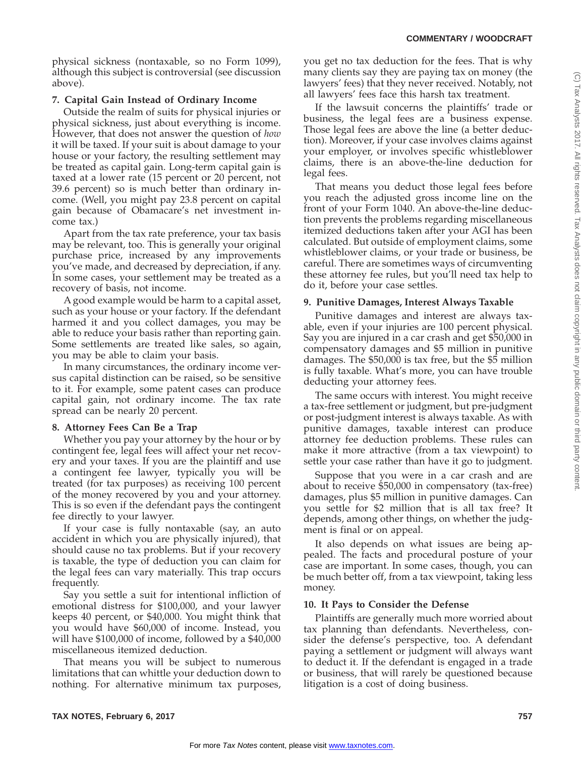physical sickness (nontaxable, so no Form 1099), although this subject is controversial (see discussion above).

### 7. Capital Gain Instead of Ordinary Income

Outside the realm of suits for physical injuries or physical sickness, just about everything is income. However, that does not answer the question of *how* it will be taxed. If your suit is about damage to your house or your factory, the resulting settlement may be treated as capital gain. Long-term capital gain is taxed at a lower rate (15 percent or 20 percent, not 39.6 percent) so is much better than ordinary income. (Well, you might pay 23.8 percent on capital gain because of Obamacare's net investment income tax.)

Apart from the tax rate preference, your tax basis may be relevant, too. This is generally your original purchase price, increased by any improvements you've made, and decreased by depreciation, if any. In some cases, your settlement may be treated as a recovery of basis, not income.

A good example would be harm to a capital asset, such as your house or your factory. If the defendant harmed it and you collect damages, you may be able to reduce your basis rather than reporting gain. Some settlements are treated like sales, so again, you may be able to claim your basis.

In many circumstances, the ordinary income versus capital distinction can be raised, so be sensitive to it. For example, some patent cases can produce capital gain, not ordinary income. The tax rate spread can be nearly 20 percent.

### 8. Attorney Fees Can Be a Trap

Whether you pay your attorney by the hour or by contingent fee, legal fees will affect your net recovery and your taxes. If you are the plaintiff and use a contingent fee lawyer, typically you will be treated (for tax purposes) as receiving 100 percent of the money recovered by you and your attorney. This is so even if the defendant pays the contingent fee directly to your lawyer.

If your case is fully nontaxable (say, an auto accident in which you are physically injured), that should cause no tax problems. But if your recovery is taxable, the type of deduction you can claim for the legal fees can vary materially. This trap occurs frequently.

Say you settle a suit for intentional infliction of emotional distress for $100,000, and your lawyer keeps 40 percent, or $40,000. You might think that you would have $60,000 of income. Instead, you will have $100,000 of income, followed by a $40,000 miscellaneous itemized deduction.

That means you will be subject to numerous limitations that can whittle your deduction down to nothing. For alternative minimum tax purposes, you get no tax deduction for the fees. That is why many clients say they are paying tax on money (the lawyers' fees) that they never received. Notably, not all lawyers' fees face this harsh tax treatment.

If the lawsuit concerns the plaintiffs' trade or business, the legal fees are a business expense. Those legal fees are above the line (a better deduction). Moreover, if your case involves claims against your employer, or involves specific whistleblower claims, there is an above-the-line deduction for legal fees.

That means you deduct those legal fees before you reach the adjusted gross income line on the front of your Form 1040. An above-the-line deduction prevents the problems regarding miscellaneous itemized deductions taken after your AGI has been calculated. But outside of employment claims, some whistleblower claims, or your trade or business, be careful. There are sometimes ways of circumventing these attorney fee rules, but you'll need tax help to do it, before your case settles.

### 9. Punitive Damages, Interest Always Taxable

Punitive damages and interest are always taxable, even if your injuries are 100 percent physical. Say you are injured in a car crash and get $50,000 in compensatory damages and $5 million in punitive damages. The $50,000 is tax free, but the $5 million is fully taxable. What's more, you can have trouble deducting your attorney fees.

The same occurs with interest. You might receive a tax-free settlement or judgment, but pre-judgment or post-judgment interest is always taxable. As with punitive damages, taxable interest can produce attorney fee deduction problems. These rules can make it more attractive (from a tax viewpoint) to settle your case rather than have it go to judgment.

Suppose that you were in a car crash and are about to receive $50,000 in compensatory (tax-free) damages, plus $5 million in punitive damages. Can you settle for $2 million that is all tax free? It depends, among other things, on whether the judgment is final or on appeal.

It also depends on what issues are being appealed. The facts and procedural posture of your case are important. In some cases, though, you can be much better off, from a tax viewpoint, taking less money.

### 10. It Pays to Consider the Defense

Plaintiffs are generally much more worried about tax planning than defendants. Nevertheless, consider the defense's perspective, too. A defendant paying a settlement or judgment will always want to deduct it. If the defendant is engaged in a trade or business, that will rarely be questioned because litigation is a cost of doing business.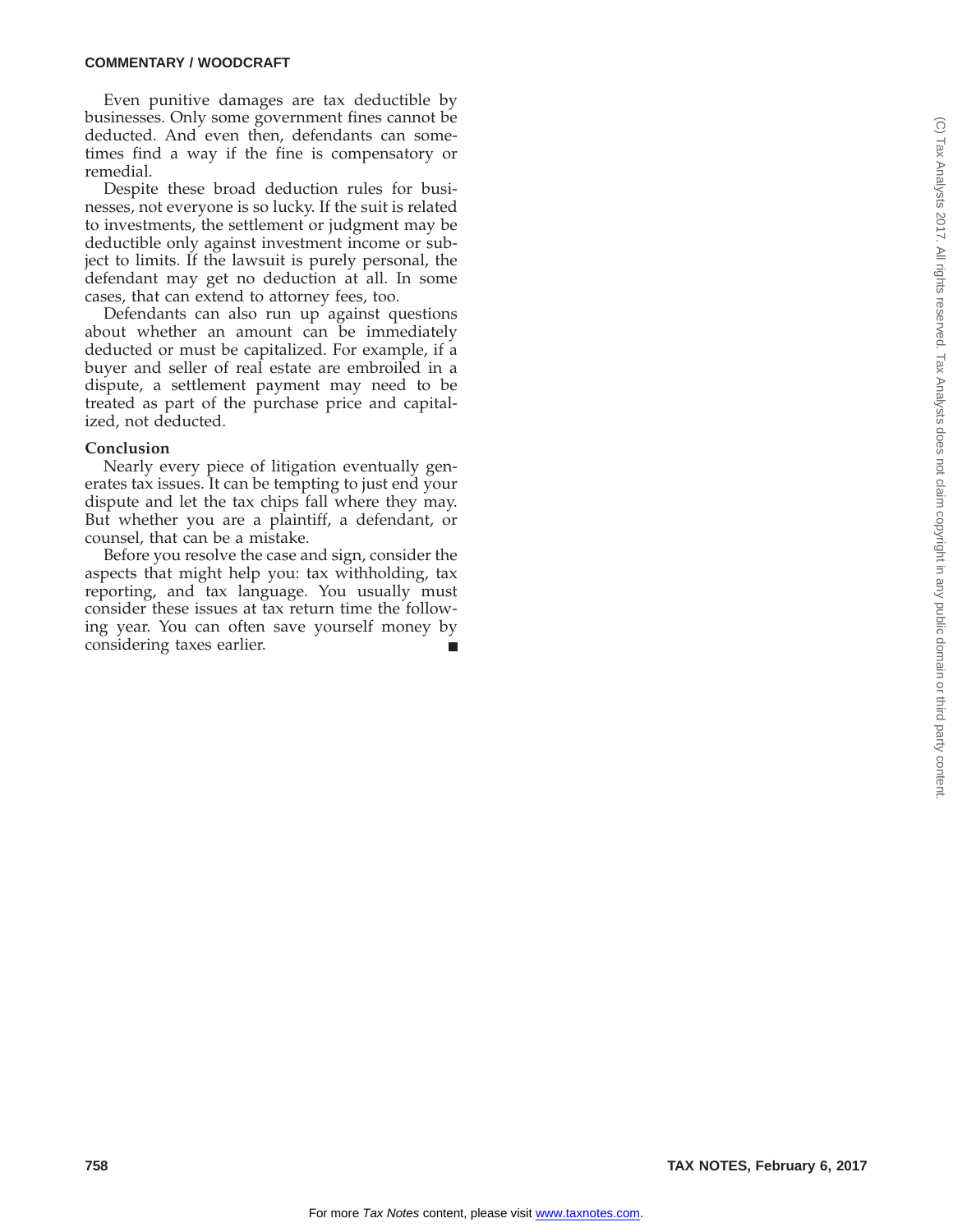Even punitive damages are tax deductible by businesses. Only some government fines cannot be deducted. And even then, defendants can sometimes find a way if the fine is compensatory or remedial.

Despite these broad deduction rules for businesses, not everyone is so lucky. If the suit is related to investments, the settlement or judgment may be deductible only against investment income or subject to limits. If the lawsuit is purely personal, the defendant may get no deduction at all. In some cases, that can extend to attorney fees, too.

Defendants can also run up against questions about whether an amount can be immediately deducted or must be capitalized. For example, if a buyer and seller of real estate are embroiled in a dispute, a settlement payment may need to be treated as part of the purchase price and capitalized, not deducted.

**Conclusion**

Nearly every piece of litigation eventually generates tax issues. It can be tempting to just end your dispute and let the tax chips fall where they may. But whether you are a plaintiff, a defendant, or counsel, that can be a mistake.

Before you resolve the case and sign, consider the aspects that might help you: tax withholding, tax reporting, and tax language. You usually must consider these issues at tax return time the following year. You can often save yourself money by considering taxes earlier. ■